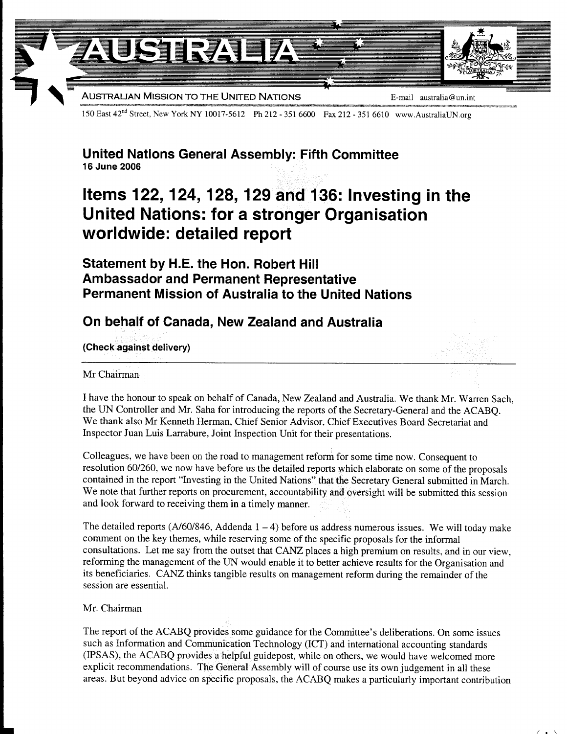# AUSTRALIA

AUSTRALIAN MISSION TO THE UNITED NATIONS E-mail australia@un.int

150 East 42nd Street, New York NY 10017-5612 Ph 212 - 351 6600 Fax 212 - 351 6610 www.AustraliaUN.org

## United Nations General Assembly: Fifth Committee

**16 June 2006**

# Items 122, 124, 128, 129 and 136: Investing in the United Nations: for a stronger Organisation worldwide: detailed report

## Statement by H.E. the Hon. Robert Hill
## Ambassador and Permanent Representative
## Permanent Mission of Australia to the United Nations

## On behalf of Canada, New Zealand and Australia

**(Check against delivery)**

---

Mr Chairman

I have the honour to speak on behalf of Canada, New Zealand and Australia. We thank Mr. Warren Sach, the UN Controller and Mr. Saha for introducing the reports of the Secretary-General and the ACABQ. We thank also Mr Kenneth Herman, Chief Senior Advisor, Chief Executives Board Secretariat and Inspector Juan Luis Larrabure, Joint Inspection Unit for their presentations.

Colleagues, we have been on the road to management reform for some time now. Consequent to resolution 60/260, we now have before us the detailed reports which elaborate on some of the proposals contained in the report "Investing in the United Nations" that the Secretary General submitted in March. We note that further reports on procurement, accountability and oversight will be submitted this session and look forward to receiving them in a timely manner.

The detailed reports (A/60/846, Addenda 1 – 4) before us address numerous issues. We will today make comment on the key themes, while reserving some of the specific proposals for the informal consultations. Let me say from the outset that CANZ places a high premium on results, and in our view, reforming the management of the UN would enable it to better achieve results for the Organisation and its beneficiaries. CANZ thinks tangible results on management reform during the remainder of the session are essential.

Mr. Chairman

The report of the ACABQ provides some guidance for the Committee's deliberations. On some issues such as Information and Communication Technology (ICT) and international accounting standards (IPSAS), the ACABQ provides a helpful guidepost, while on others, we would have welcomed more explicit recommendations. The General Assembly will of course use its own judgement in all these areas. But beyond advice on specific proposals, the ACABQ makes a particularly important contribution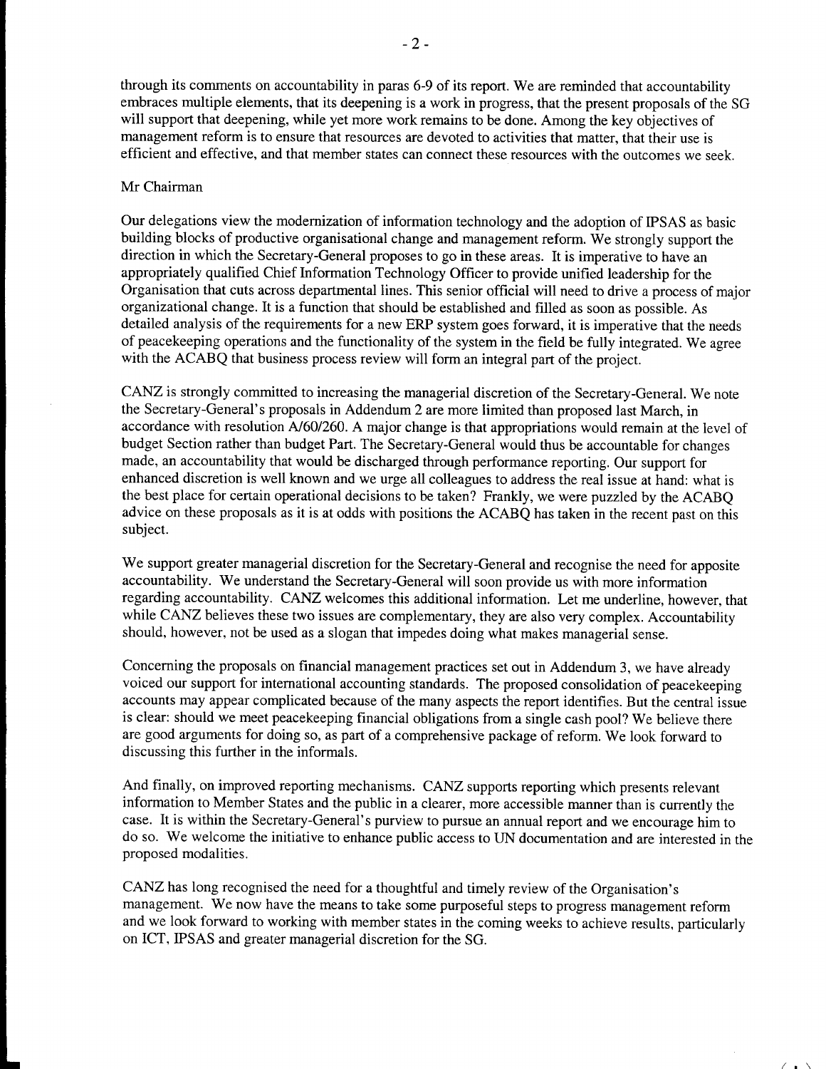through its comments on accountability in paras 6-9 of its report. We are reminded that accountability embraces multiple elements, that its deepening is a work in progress, that the present proposals of the SG will support that deepening, while yet more work remains to be done. Among the key objectives of management reform is to ensure that resources are devoted to activities that matter, that their use is efficient and effective, and that member states can connect these resources with the outcomes we seek.

Mr Chairman

Our delegations view the modernization of information technology and the adoption of IPSAS as basic building blocks of productive organisational change and management reform. We strongly support the direction in which the Secretary-General proposes to go in these areas. It is imperative to have an appropriately qualified Chief Information Technology Officer to provide unified leadership for the Organisation that cuts across departmental lines. This senior official will need to drive a process of major organizational change. It is a function that should be established and filled as soon as possible. As detailed analysis of the requirements for a new ERP system goes forward, it is imperative that the needs of peacekeeping operations and the functionality of the system in the field be fully integrated. We agree with the ACABQ that business process review will form an integral part of the project.

CANZ is strongly committed to increasing the managerial discretion of the Secretary-General. We note the Secretary-General's proposals in Addendum 2 are more limited than proposed last March, in accordance with resolution A/60/260. A major change is that appropriations would remain at the level of budget Section rather than budget Part. The Secretary-General would thus be accountable for changes made, an accountability that would be discharged through performance reporting. Our support for enhanced discretion is well known and we urge all colleagues to address the real issue at hand: what is the best place for certain operational decisions to be taken? Frankly, we were puzzled by the ACABQ advice on these proposals as it is at odds with positions the ACABQ has taken in the recent past on this subject.

We support greater managerial discretion for the Secretary-General and recognise the need for apposite accountability. We understand the Secretary-General will soon provide us with more information regarding accountability. CANZ welcomes this additional information. Let me underline, however, that while CANZ believes these two issues are complementary, they are also very complex. Accountability should, however, not be used as a slogan that impedes doing what makes managerial sense.

Concerning the proposals on financial management practices set out in Addendum 3, we have already voiced our support for international accounting standards. The proposed consolidation of peacekeeping accounts may appear complicated because of the many aspects the report identifies. But the central issue is clear: should we meet peacekeeping financial obligations from a single cash pool? We believe there are good arguments for doing so, as part of a comprehensive package of reform. We look forward to discussing this further in the informals.

And finally, on improved reporting mechanisms. CANZ supports reporting which presents relevant information to Member States and the public in a clearer, more accessible manner than is currently the case. It is within the Secretary-General's purview to pursue an annual report and we encourage him to do so. We welcome the initiative to enhance public access to UN documentation and are interested in the proposed modalities.

CANZ has long recognised the need for a thoughtful and timely review of the Organisation's management. We now have the means to take some purposeful steps to progress management reform and we look forward to working with member states in the coming weeks to achieve results, particularly on ICT, IPSAS and greater managerial discretion for the SG.